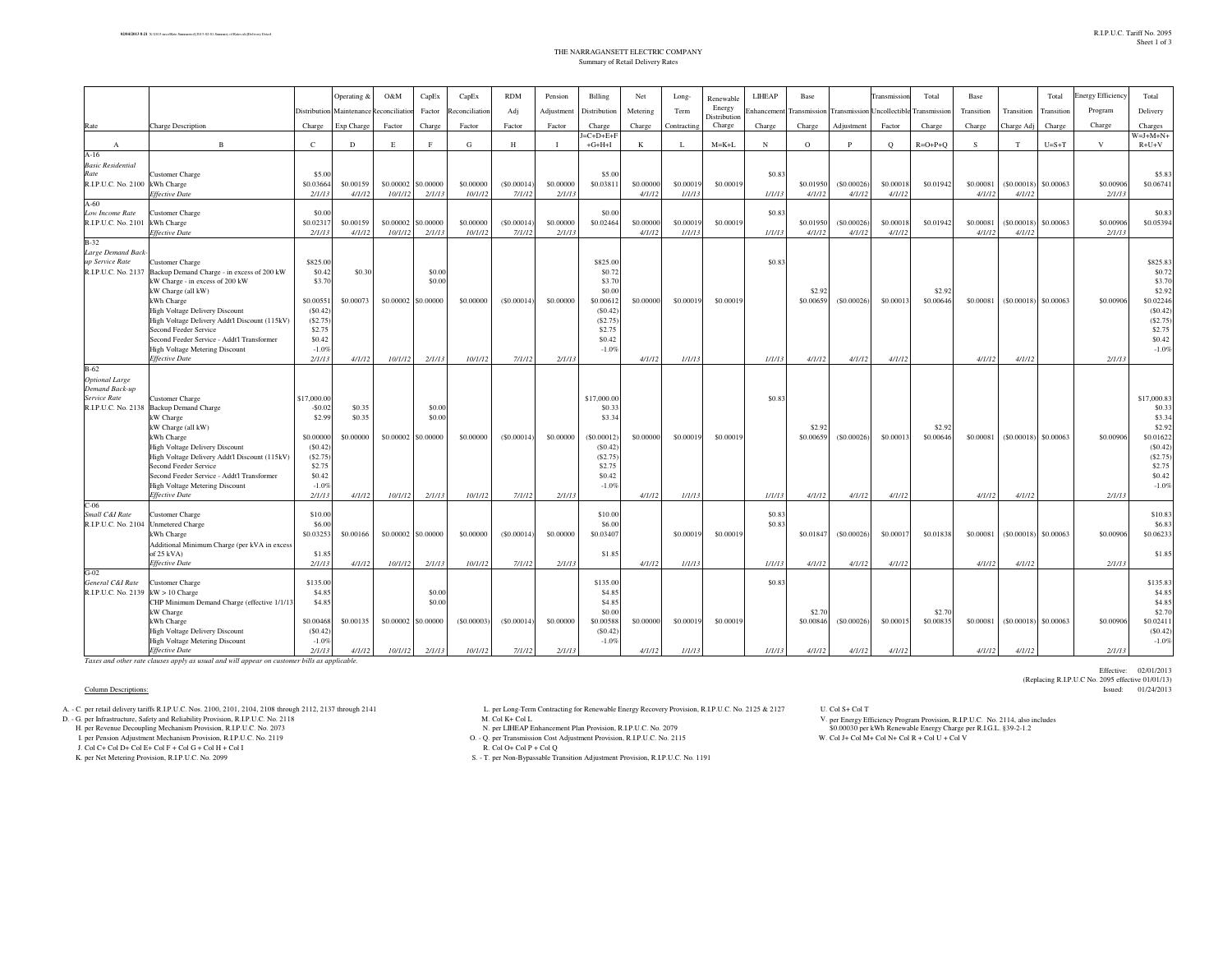THE NARRAGANSETT ELECTRIC COMPANY
Summary of Retail Delivery Rates

| Rate | Charge Description | Distribution Charge | Operating & Maintenance Exp Charge | O&M Reconciliation Factor | CapEx Factor Charge | CapEx Reconciliation Factor | RDM Adj Factor | Pension Adjustment Factor | Billing Distribution Charge | Net Metering Charge | Long-Term Contracting | Renewable Energy Distribution Charge | LIHEAP Enhancement Charge | Base Transmission Charge | Transmission Adjustment | Transmission Uncollectible Factor | Total Transmission Charge | Base Transition Charge | Transition Charge Adj | Total Transition Charge | Energy Efficiency Program Charge | Total Delivery Charges |
|---|---|---|---|---|---|---|---|---|---|---|---|---|---|---|---|---|---|---|---|---|---|---|
| A | B | C | D | E | F | G | H | I | J=C+D+E+F +G+H+I | K | L | M=K+L | N | O | P | Q | R=O+P+Q | S | T | U=S+T | V | W=J+M+N+ R+U+V |
| A-16 | | | | | | | | | | | | | | | | | | | | | | |
| *Basic Residential Rate* | Customer Charge | $5.00 | | | | | | | $5.00 | | | | $0.83 | | | | | | | | | $5.83 |
| R.I.P.U.C. No. 2100 | kWh Charge | $0.03664 | $0.00159 | $0.00002 | $0.00000 | $0.00000 | ($0.00014) | $0.00000 | $0.03811 | $0.00000 | $0.00019 | $0.00019 | | $0.01950 | ($0.00026) | $0.00018 | $0.01942 | $0.00081 | ($0.00018) | $0.00063 | $0.00906 | $0.06741 |
| | *Effective Date* | *2/1/13* | *4/1/12* | *10/1/12* | *2/1/13* | *10/1/12* | *7/1/12* | *2/1/13* | | *4/1/12* | *1/1/13* | | *1/1/13* | *4/1/12* | *4/1/12* | *4/1/12* | | *4/1/12* | *4/1/12* | | *2/1/13* | |
| A-60 | | | | | | | | | | | | | | | | | | | | | | |
| *Low Income Rate* | Customer Charge | $0.00 | | | | | | | $0.00 | | | | $0.83 | | | | | | | | | $0.83 |
| R.I.P.U.C. No. 2101 | kWh Charge | $0.02317 | $0.00159 | $0.00002 | $0.00000 | $0.00000 | ($0.00014) | $0.00000 | $0.02464 | $0.00000 | $0.00019 | $0.00019 | | $0.01950 | ($0.00026) | $0.00018 | $0.01942 | $0.00081 | ($0.00018) | $0.00063 | $0.00906 | $0.05394 |
| | *Effective Date* | *2/1/13* | *4/1/12* | *10/1/12* | *2/1/13* | *10/1/12* | *7/1/12* | *2/1/13* | | *4/1/12* | *1/1/13* | | *1/1/13* | *4/1/12* | *4/1/12* | *4/1/12* | | *4/1/12* | *4/1/12* | | *2/1/13* | |
| B-32 | | | | | | | | | | | | | | | | | | | | | | |
| *Large Demand Back-up Service Rate* | Customer Charge | $825.00 | | | | | | | $825.00 | | | | $0.83 | | | | | | | | | $825.83 |
| R.I.P.U.C. No. 2137 | Backup Demand Charge - in excess of 200 kW | $0.42 | $0.30 | | $0.00 | | | | $0.72 | | | | | | | | | | | | | $0.72 |
| | kW Charge - in excess of 200 kW | $3.70 | | | $0.00 | | | | $3.70 | | | | | | | | | | | | | $3.70 |
| | kW Charge (all kW) | | | | | | | | $0.00 | | | | | $2.92 | | | $2.92 | | | | | $2.92 |
| | kWh Charge | $0.00551 | $0.00073 | $0.00002 | $0.00000 | $0.00000 | ($0.00014) | $0.00000 | $0.00612 | $0.00000 | $0.00019 | $0.00019 | | $0.00659 | ($0.00026) | $0.00013 | $0.00646 | $0.00081 | ($0.00018) | $0.00063 | $0.00906 | $0.02246 |
| | High Voltage Delivery Discount | ($0.42) | | | | | | | ($0.42) | | | | | | | | | | | | | ($0.42) |
| | High Voltage Delivery Addt'l Discount (115kV) | ($2.75) | | | | | | | ($2.75) | | | | | | | | | | | | | ($2.75) |
| | Second Feeder Service | $2.75 | | | | | | | $2.75 | | | | | | | | | | | | | $2.75 |
| | Second Feeder Service - Addt'l Transformer | $0.42 | | | | | | | $0.42 | | | | | | | | | | | | | $0.42 |
| | High Voltage Metering Discount | -1.0% | | | | | | | -1.0% | | | | | | | | | | | | | -1.0% |
| | *Effective Date* | *2/1/13* | *4/1/12* | *10/1/12* | *2/1/13* | *10/1/12* | *7/1/12* | *2/1/13* | | *4/1/12* | *1/1/13* | | *1/1/13* | *4/1/12* | *4/1/12* | *4/1/12* | | *4/1/12* | *4/1/12* | | *2/1/13* | |
| B-62 | | | | | | | | | | | | | | | | | | | | | | |
| *Optional Large Demand Back-up Service Rate* | Customer Charge | $17,000.00 | | | | | | | $17,000.00 | | | | $0.83 | | | | | | | | | $17,000.83 |
| R.I.P.U.C. No. 2138 | Backup Demand Charge | -$0.02 | $0.35 | | $0.00 | | | | $0.33 | | | | | | | | | | | | | $0.33 |
| | kW Charge | $2.99 | $0.35 | | $0.00 | | | | $3.34 | | | | | | | | | | | | | $3.34 |
| | kW Charge (all kW) | | | | | | | | | | | | | $2.92 | | | $2.92 | | | | | $2.92 |
| | kWh Charge | $0.00000 | $0.00000 | $0.00002 | $0.00000 | $0.00000 | ($0.00014) | $0.00000 | ($0.00012) | $0.00000 | $0.00019 | $0.00019 | | $0.00659 | ($0.00026) | $0.00013 | $0.00646 | $0.00081 | ($0.00018) | $0.00063 | $0.00906 | $0.01622 |
| | High Voltage Delivery Discount | ($0.42) | | | | | | | ($0.42) | | | | | | | | | | | | | ($0.42) |
| | High Voltage Delivery Addt'l Discount (115kV) | ($2.75) | | | | | | | ($2.75) | | | | | | | | | | | | | ($2.75) |
| | Second Feeder Service | $2.75 | | | | | | | $2.75 | | | | | | | | | | | | | $2.75 |
| | Second Feeder Service - Addt'l Transformer | $0.42 | | | | | | | $0.42 | | | | | | | | | | | | | $0.42 |
| | High Voltage Metering Discount | -1.0% | | | | | | | -1.0% | | | | | | | | | | | | | -1.0% |
| | *Effective Date* | *2/1/13* | *4/1/12* | *10/1/12* | *2/1/13* | *10/1/12* | *7/1/12* | *2/1/13* | | *4/1/12* | *1/1/13* | | *1/1/13* | *4/1/12* | *4/1/12* | *4/1/12* | | *4/1/12* | *4/1/12* | | *2/1/13* | |
| C-06 | | | | | | | | | | | | | | | | | | | | | | |
| *Small C&I Rate* | Customer Charge | $10.00 | | | | | | | $10.00 | | | | $0.83 | | | | | | | | | $10.83 |
| R.I.P.U.C. No. 2104 | Unmetered Charge | $6.00 | | | | | | | $6.00 | | | | $0.83 | | | | | | | | | $6.83 |
| | kWh Charge | $0.03253 | $0.00166 | $0.00002 | $0.00000 | $0.00000 | ($0.00014) | $0.00000 | $0.03407 | | $0.00019 | $0.00019 | | $0.01847 | ($0.00026) | $0.00017 | $0.01838 | $0.00081 | ($0.00018) | $0.00063 | $0.00906 | $0.06233 |
| | Additional Minimum Charge (per kVA in excess of 25 kVA) | $1.85 | | | | | | | $1.85 | | | | | | | | | | | | | $1.85 |
| | *Effective Date* | *2/1/13* | *4/1/12* | *10/1/12* | *2/1/13* | *10/1/12* | *7/1/12* | *2/1/13* | | *4/1/12* | *1/1/13* | | *1/1/13* | *4/1/12* | *4/1/12* | *4/1/12* | | *4/1/12* | *4/1/12* | | *2/1/13* | |
| G-02 | | | | | | | | | | | | | | | | | | | | | | |
| *General C&I Rate* | Customer Charge | $135.00 | | | | | | | $135.00 | | | | $0.83 | | | | | | | | | $135.83 |
| R.I.P.U.C. No. 2139 | kW > 10 Charge | $4.85 | | | $0.00 | | | | $4.85 | | | | | | | | | | | | | $4.85 |
| | CHP Minimum Demand Charge (effective 1/1/13) | $4.85 | | | $0.00 | | | | $4.85 | | | | | | | | | | | | | $4.85 |
| | kW Charge | | | | | | | | $0.00 | | | | | $2.70 | | | $2.70 | | | | | $2.70 |
| | kWh Charge | $0.00468 | $0.00135 | $0.00002 | $0.00000 | ($0.00003) | ($0.00014) | $0.00000 | $0.00588 | $0.00000 | $0.00019 | $0.00019 | | $0.00846 | ($0.00026) | $0.00015 | $0.00835 | $0.00081 | ($0.00018) | $0.00063 | $0.00906 | $0.02411 |
| | High Voltage Delivery Discount | ($0.42) | | | | | | | ($0.42) | | | | | | | | | | | | | ($0.42) |
| | High Voltage Metering Discount | -1.0% | | | | | | | -1.0% | | | | | | | | | | | | | -1.0% |
| | *Effective Date* | *2/1/13* | *4/1/12* | *10/1/12* | *2/1/13* | *10/1/12* | *7/1/12* | *2/1/13* | | *4/1/12* | *1/1/13* | | *1/1/13* | *4/1/12* | *4/1/12* | *4/1/12* | | *4/1/12* | *4/1/12* | | *2/1/13* | |

*Taxes and other rate clauses apply as usual and will appear on customer bills as applicable.*

Effective: 02/01/2013
(Replacing R.I.P.U.C No. 2095 effective 01/01/13)
Issued: 01/24/2013

Column Descriptions:

A. - C. per retail delivery tariffs R.I.P.U.C. Nos. 2100, 2101, 2104, 2108 through 2112, 2137 through 2141
D. - G. per Infrastructure, Safety and Reliability Provision, R.I.P.U.C. No. 2118
H. per Revenue Decoupling Mechanism Provision, R.I.P.U.C. No. 2073
I. per Pension Adjustment Mechanism Provision, R.I.P.U.C. No. 2119
J. Col C+ Col D+ Col E+ Col F + Col G + Col H + Col I
K. per Net Metering Provision, R.I.P.U.C. No. 2099
L. per Long-Term Contracting for Renewable Energy Recovery Provision, R.I.P.U.C. No. 2125 & 2127
M. Col K+ Col L
N. per LIHEAP Enhancement Plan Provision, R.I.P.U.C. No. 2079
O. - Q. per Transmission Cost Adjustment Provision, R.I.P.U.C. No. 2115
R. Col O+ Col P + Col Q
S. - T. per Non-Bypassable Transition Adjustment Provision, R.I.P.U.C. No. 1191
U. Col S+ Col T
V. per Energy Efficiency Program Provision, R.I.P.U.C. No. 2114, also includes $0.00030 per kWh Renewable Energy Charge per R.I.G.L. §39-2-1.2
W. Col J+ Col M+ Col N+ Col R + Col U + Col V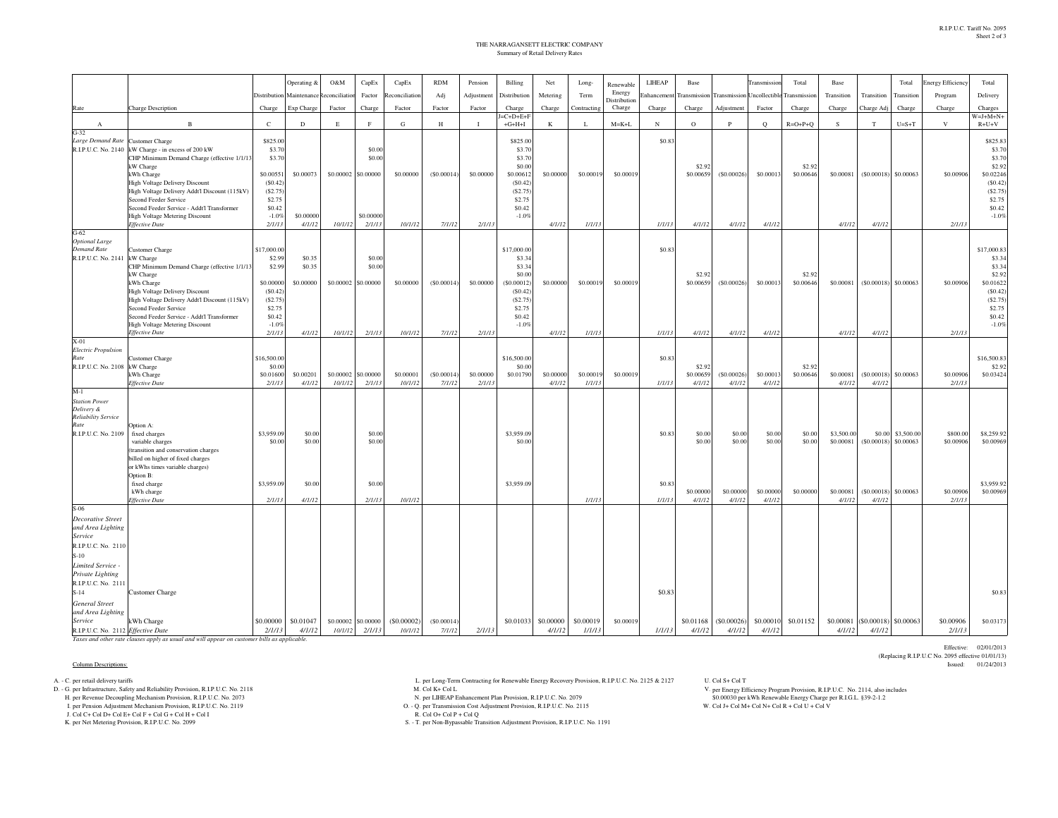THE NARRAGANSETT ELECTRIC COMPANY
Summary of Retail Delivery Rates

| Rate | Charge Description | Distribution Charge | Operating & Maintenance Exp Charge | O&M Reconciliation Factor | CapEx Factor Charge | CapEx Reconciliation Factor | RDM Adj Factor | Pension Adjustment Factor | Billing Distribution Charge | Net Metering Charge | Long-Term Contracting | Renewable Energy Distribution Charge | LIHEAP Enhancement Charge | Base Transmission Charge | Transmission Adjustment | Transmission Uncollectible Factor | Total Transmission Charge | Base Transition Charge | Transition Charge Adj | Total Transition Charge | Energy Efficiency Program Charge | Total Delivery Charges |
|---|---|---|---|---|---|---|---|---|---|---|---|---|---|---|---|---|---|---|---|---|---|---|
| A | B | C | D | E | F | G | H | I | J=C+D+E+F +G+H+I | K | L | M=K+L | N | O | P | Q | R=O+P+Q | S | T | U=S+T | V | W=J+M+N+ R+U+V |
| G-32 | | | | | | | | | | | | | | | | | | | | | | |
| *Large Demand Rate* | Customer Charge | $825.00 | | | | | | | $825.00 | | | | $0.83 | | | | | | | | | $825.83 |
| R.I.P.U.C. No. 2140 | kW Charge - in excess of 200 kW | $3.70 | | | $0.00 | | | | $3.70 | | | | | | | | | | | | | $3.70 |
| | CHP Minimum Demand Charge (effective 1/1/13 | $3.70 | | | $0.00 | | | | $3.70 | | | | | | | | | | | | | $3.70 |
| | kW Charge | | | | | | | | $0.00 | | | | | $2.92 | | | $2.92 | | | | | $2.92 |
| | kWh Charge | $0.00551 | $0.00073 | $0.00002 | $0.00000 | $0.00000 | ($0.00014) | $0.00000 | $0.00612 | $0.00000 | $0.00019 | $0.00019 | | $0.00659 | ($0.00026) | $0.00013 | $0.00646 | $0.00081 | ($0.00018) | $0.00063 | $0.00906 | $0.02246 |
| | High Voltage Delivery Discount | ($0.42) | | | | | | | ($0.42) | | | | | | | | | | | | | ($0.42) |
| | High Voltage Delivery Addt'l Discount (115kV) | ($2.75) | | | | | | | ($2.75) | | | | | | | | | | | | | ($2.75) |
| | Second Feeder Service | $2.75 | | | | | | | $2.75 | | | | | | | | | | | | | $2.75 |
| | Second Feeder Service - Addt'l Transformer | $0.42 | | | | | | | $0.42 | | | | | | | | | | | | | $0.42 |
| | High Voltage Metering Discount | -1.0% | $0.00000 | | $0.00000 | | | | -1.0% | | | | | | | | | | | | | -1.0% |
| | *Effective Date* | *2/1/13* | *4/1/12* | *10/1/12* | *2/1/13* | *10/1/12* | *7/1/12* | *2/1/13* | | *4/1/12* | *1/1/13* | | *1/1/13* | *4/1/12* | *4/1/12* | *4/1/12* | | *4/1/12* | *4/1/12* | | *2/1/13* | |
| G-62 | | | | | | | | | | | | | | | | | | | | | | |
| *Optional Large Demand Rate* | Customer Charge | $17,000.00 | | | | | | | $17,000.00 | | | | $0.83 | | | | | | | | | $17,000.83 |
| R.I.P.U.C. No. 2141 | kW Charge | $2.99 | $0.35 | | $0.00 | | | | $3.34 | | | | | | | | | | | | | $3.34 |
| | CHP Minimum Demand Charge (effective 1/1/13 | $2.99 | $0.35 | | $0.00 | | | | $3.34 | | | | | | | | | | | | | $3.34 |
| | kW Charge | | | | | | | | $0.00 | | | | | $2.92 | | | $2.92 | | | | | $2.92 |
| | kWh Charge | $0.00000 | $0.00000 | $0.00002 | $0.00000 | $0.00000 | ($0.00014) | $0.00000 | ($0.00012) | $0.00000 | $0.00019 | $0.00019 | | $0.00659 | ($0.00026) | $0.00013 | $0.00646 | $0.00081 | ($0.00018) | $0.00063 | $0.00906 | $0.01622 |
| | High Voltage Delivery Discount | ($0.42) | | | | | | | ($0.42) | | | | | | | | | | | | | ($0.42) |
| | High Voltage Delivery Addt'l Discount (115kV) | ($2.75) | | | | | | | ($2.75) | | | | | | | | | | | | | ($2.75) |
| | Second Feeder Service | $2.75 | | | | | | | $2.75 | | | | | | | | | | | | | $2.75 |
| | Second Feeder Service - Addt'l Transformer | $0.42 | | | | | | | $0.42 | | | | | | | | | | | | | $0.42 |
| | High Voltage Metering Discount | -1.0% | | | | | | | -1.0% | | | | | | | | | | | | | -1.0% |
| | *Effective Date* | *2/1/13* | *4/1/12* | *10/1/12* | *2/1/13* | *10/1/12* | *7/1/12* | *2/1/13* | | *4/1/12* | *1/1/13* | | *1/1/13* | *4/1/12* | *4/1/12* | *4/1/12* | | *4/1/12* | *4/1/12* | | *2/1/13* | |
| X-01 | | | | | | | | | | | | | | | | | | | | | | |
| *Electric Propulsion Rate* | Customer Charge | $16,500.00 | | | | | | | $16,500.00 | | | | $0.83 | | | | | | | | | $16,500.83 |
| R.I.P.U.C. No. 2108 | kW Charge | $0.00 | | | | | | | $0.00 | | | | | $2.92 | | | $2.92 | | | | | $2.92 |
| | kWh Charge | $0.01600 | $0.00201 | $0.00002 | $0.00000 | $0.00001 | ($0.00014) | $0.00000 | $0.01790 | $0.00000 | $0.00019 | $0.00019 | | $0.00659 | ($0.00026) | $0.00013 | $0.00646 | $0.00081 | ($0.00018) | $0.00063 | $0.00906 | $0.03424 |
| | *Effective Date* | *2/1/13* | *4/1/12* | *10/1/12* | *2/1/13* | *10/1/12* | *7/1/12* | *2/1/13* | | *4/1/12* | *1/1/13* | | *1/1/13* | *4/1/12* | *4/1/12* | *4/1/12* | | *4/1/12* | *4/1/12* | | *2/1/13* | |
| M-1 | | | | | | | | | | | | | | | | | | | | | | |
| *Station Power Delivery & Reliability Service Rate* | Option A: | | | | | | | | | | | | | | | | | | | | | |
| R.I.P.U.C. No. 2109 | fixed charges | $3,959.09 | $0.00 | | $0.00 | | | | $3,959.09 | | | | $0.83 | $0.00 | $0.00 | $0.00 | $0.00 | $3,500.00 | $0.00 | $3,500.00 | $800.00 | $8,259.92 |
| | variable charges | $0.00 | $0.00 | | $0.00 | | | | $0.00 | | | | | $0.00 | $0.00 | $0.00 | $0.00 | $0.00081 | ($0.00018) | $0.00063 | $0.00906 | $0.00969 |
| | (transition and conservation charges billed on higher of fixed charges or kWhs times variable charges) | | | | | | | | | | | | | | | | | | | | | |
| | Option B: | | | | | | | | | | | | | | | | | | | | | |
| | fixed charge | $3,959.09 | $0.00 | | $0.00 | | | | $3,959.09 | | | | $0.83 | | | | | | | | | $3,959.92 |
| | kWh charge | | | | | | | | | | | | | $0.00000 | $0.00000 | $0.00000 | $0.00000 | $0.00081 | ($0.00018) | $0.00063 | $0.00906 | $0.00969 |
| | *Effective Date* | *2/1/13* | *4/1/12* | | *2/1/13* | *10/1/12* | | | | | *1/1/13* | | *1/1/13* | *4/1/12* | *4/1/12* | *4/1/12* | | *4/1/12* | *4/1/12* | | *2/1/13* | |
| S-06 *Decorative Street and Area Lighting Service* R.I.P.U.C. No. 2110 | | | | | | | | | | | | | | | | | | | | | | |
| S-10 *Limited Service - Private Lighting* R.I.P.U.C. No. 2111 | | | | | | | | | | | | | | | | | | | | | | |
| S-14 | Customer Charge | | | | | | | | | | | | $0.83 | | | | | | | | | $0.83 |
| *General Street and Area Lighting Service* | kWh Charge | $0.00000 | $0.01047 | $0.00002 | $0.00000 | ($0.00002) | ($0.00014) | | $0.01033 | $0.00000 | $0.00019 | $0.00019 | | $0.01168 | ($0.00026) | $0.00010 | $0.01152 | $0.00081 | ($0.00018) | $0.00063 | $0.00906 | $0.03173 |
| R.I.P.U.C. No. 2112 | *Effective Date* | *2/1/13* | *4/1/12* | *10/1/12* | *2/1/13* | *10/1/12* | *7/1/12* | *2/1/13* | | *4/1/12* | *1/1/13* | | *1/1/13* | *4/1/12* | *4/1/12* | *4/1/12* | | *4/1/12* | *4/1/12* | | *2/1/13* | |

*Taxes and other rate clauses apply as usual and will appear on customer bills as applicable.*

Effective: 02/01/2013
(Replacing R.I.P.U.C No. 2095 effective 01/01/13)
Issued: 01/24/2013

Column Descriptions:

A. - C. per retail delivery tariffs
D. - G. per Infrastructure, Safety and Reliability Provision, R.I.P.U.C. No. 2118
H. per Revenue Decoupling Mechanism Provision, R.I.P.U.C. No. 2073
I. per Pension Adjustment Mechanism Provision, R.I.P.U.C. No. 2119
J. Col C+ Col D+ Col E+ Col F + Col G + Col H + Col I
K. per Net Metering Provision, R.I.P.U.C. No. 2099
L. per Long-Term Contracting for Renewable Energy Recovery Provision, R.I.P.U.C. No. 2125 & 2127
M. Col K+ Col L
N. per LIHEAP Enhancement Plan Provision, R.I.P.U.C. No. 2079
O. - Q. per Transmission Cost Adjustment Provision, R.I.P.U.C. No. 2115
R. Col O+ Col P + Col Q
S. - T. per Non-Bypassable Transition Adjustment Provision, R.I.P.U.C. No. 1191
U. Col S+ Col T
V. per Energy Efficiency Program Provision, R.I.P.U.C. No. 2114, also includes $0.00030 per kWh Renewable Energy Charge per R.I.G.L. §39-2-1.2
W. Col J+ Col M+ Col N+ Col R + Col U + Col V